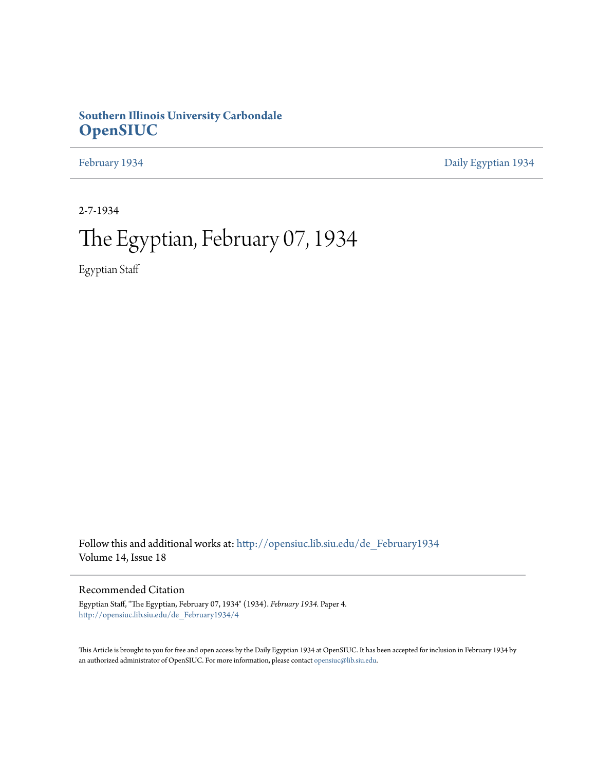# Southern Illinois University Carbondale
# OpenSIUC

February 1934 | Daily Egyptian 1934

2-7-1934

# The Egyptian, February 07, 1934

Egyptian Staff

Follow this and additional works at: http://opensiuc.lib.siu.edu/de_February1934
Volume 14, Issue 18

## Recommended Citation

Egyptian Staff, "The Egyptian, February 07, 1934" (1934). *February 1934.* Paper 4.
http://opensiuc.lib.siu.edu/de_February1934/4

This Article is brought to you for free and open access by the Daily Egyptian 1934 at OpenSIUC. It has been accepted for inclusion in February 1934 by an authorized administrator of OpenSIUC. For more information, please contact opensiuc@lib.siu.edu.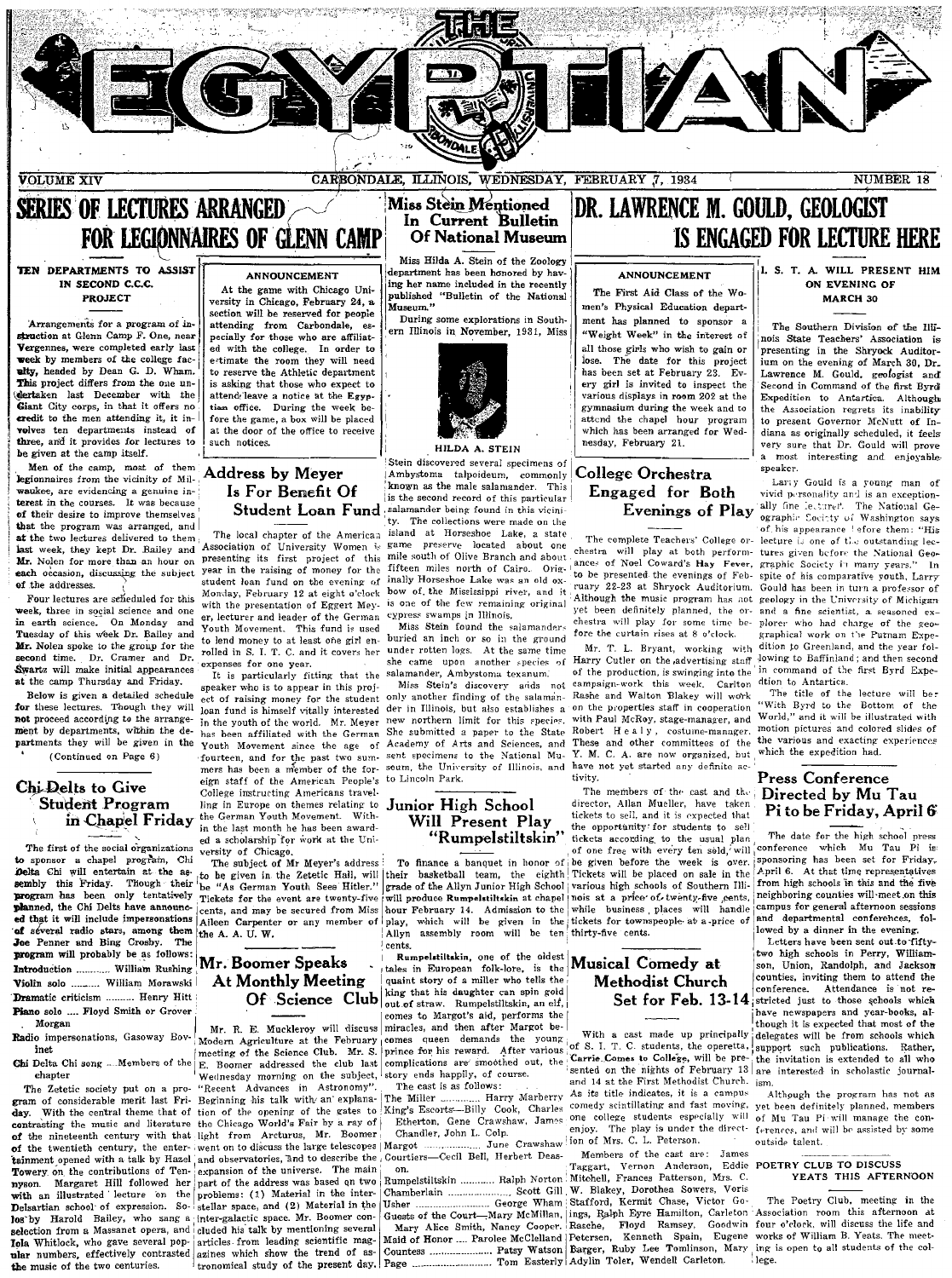# THE EGYPTIAN

VOLUME XIV — CARBONDALE, ILLINOIS, WEDNESDAY, FEBRUARY 7, 1934 — NUMBER 18

## SERIES OF LECTURES ARRANGED FOR LEGIONNAIRES OF GLENN CAMP

### TEN DEPARTMENTS TO ASSIST IN SECOND C.C.C. PROJECT

Arrangements for a program of instruction at Glenn Camp F. One, near Vergennes, were completed early last week by members of the college faculty, headed by Dean G. D. Wham. This project differs from the one undertaken last December with the Giant City corps, in that it offers no credit to the men attending it, it involves ten departments instead of three, and it provides for lectures to be given at the camp itself.

Men of the camp, most of them legionnaires from the vicinity of Milwaukee, are evidencing a genuine interest in the courses. It was because of their desire to improve themselves that the program was arranged, and at the two lectures delivered to them last week, they kept Dr. Bailey and Mr. Nolen for more than an hour on each occasion, discussing the subject of the addresses.

Four lectures are scheduled for this week, three in social science and one in earth science. On Monday and Tuesday of this week Dr. Bailey and Mr. Nolen spoke to the group for the second time. Dr. Cramer and Dr. Swartz will make initial appearances at the camp Thursday and Friday.

Below is given a detailed schedule for these lectures. Though they will not proceed according to the arrangement by departments, within the departments they will be given in the

(Continued on Page 6)

### ANNOUNCEMENT

At the game with Chicago University in Chicago, February 24, a section will be reserved for people attending from Carbondale, especially for those who are affiliated with the college. In order to estimate the room they will need to reserve the Athletic department is asking that those who expect to attend leave a notice at the Egyptian office. During the week before the game, a box will be placed at the door of the office to receive such notices.

## Chi Delts to Give Student Program in Chapel Friday

The first of the social organizations to sponsor a chapel program, Chi Delta Chi will entertain at the assembly this Friday. Though their program has been only tentatively planned, the Chi Delts have announced that it will include impersonations of several radio stars, among them Joe Penner and Bing Crosby. The program will probably be as follows:

- Introduction .......... William Rushing
- Violin solo .......... William Morawski
- Dramatic criticism .......... Henry Hitt
- Piano solo .... Floyd Smith or Grover Morgan
- Radio impersonations, Gasoway Boyinet
- Chi Delta Chi song .... Members of the chapter

The Zetetic society put on a program of considerable merit last Friday. With the central theme that of contrasting the music and literature of the nineteenth century with that of the twentieth century, the entertainment opened with a talk by Hazel Towery on the contributions of Tennyson. Margaret Hill followed her with an illustrated lecture on the Delsartian school of expression. Solos by Harold Bailey, who sang a selection from a Massanet opera, and Iola Whitlock, who gave several popular numbers, effectively contrasted the music of the two centuries.

## Address by Meyer Is For Benefit Of Student Loan Fund

The local chapter of the American Association of University Women is presenting its first project of this year in the raising of money for the student loan fund on the evening of Monday, February 12 at eight o'clock with the presentation of Eggert Meyer, lecturer and leader of the German Youth Movement. This fund is used to lend money to at least one girl enrolled in S. I. T. C. and it covers her expenses for one year.

It is particularly fitting that the speaker who is to appear in this project of raising money for the student loan fund is himself vitally interested in the youth of the world. Mr. Meyer has been affiliated with the German Youth Movement since the age of fourteen, and for the past two summers has been a member of the foreign staff of the American People's College instructing Americans travelling in Europe on themes relating to the German Youth Movement. Within the last month he has been awarded a scholarship for work at the University of Chicago.

The subject of Mr Meyer's address to be given in the Zetetic Hall, will be "As German Youth Sees Hitler." Tickets for the event are twenty-five cents, and may be secured from Miss Aileen Carpenter or any member of the A. A. U. W.

## Mr. Boomer Speaks At Monthly Meeting Of Science Club

Mr. R. E. Muckleroy will discuss Modern Agriculture at the February meeting of the Science Club. Mr. S. E. Boomer addressed the club last Wednesday morning on the subject, "Recent Advances in Astronomy". Beginning his talk with an explanation of the opening of the gates to the Chicago World's Fair by a ray of light from Arcturus, Mr. Boomer went on to discuss the large telescopes and observatories, and to describe the expansion of the universe. The main part of the address was based on two problems: (1) Material in the interstellar space, and (2) Material in the inter-galactic space. Mr. Boomer concluded his talk by mentioning several articles from leading scientific magazines which show the trend of astronomical study of the present day.

## Miss Stein Mentioned In Current Bulletin Of National Museum

Miss Hilda A. Stein of the Zoology department has been honored by having her name included in the recently published "Bulletin of the National Museum."

During some explorations in Southern Illinois in November, 1931, Miss

HILDA A. STEIN

Stein discovered several specimens of Ambystoma talpoideum, commonly known as the male salamander. This is the second record of this particular salamander being found in this vicinity. The collections were made on the island at Horseshoe Lake, a state game preserve located about one mile south of Olive Branch and about fifteen miles north of Cairo. Originally Horseshoe Lake was an old oxbow of the Mississippi river, and it is one of the few remaining original cypress swamps in Illinois.

Miss Stein found the salamanders buried an inch or so in the ground under rotten logs. At the same time she came upon another species of salamander, Ambystoma texanum.

Miss Stein's discovery adds not only another finding of the salamander in Illinois, but also establishes a new northern limit for this species. She submitted a paper to the State Academy of Arts and Sciences, and sent specimens to the National Museum, the University of Illinois, and to Lincoln Park.

## Junior High School Will Present Play "Rumpelstiltskin"

To finance a banquet in honor of their basketball team, the eighth grade of the Allyn Junior High School will produce Rumpelstiltskin at chapel hour February 14. Admission to the play, which will be given in the Allyn assembly room will be ten cents.

Rumpelstiltskin, one of the oldest tales in European folk-lore, is the quaint story of a miller who tells the king that his daughter can spin gold out of straw. Rumpelstiltskin, an elf, comes to Margot's aid, performs the miracles, and then after Margot becomes queen demands the young prince for his reward. After various complications are smoothed out, the story ends happily, of course.

The cast is as follows:

- The Miller .......... Harry Marberry
- King's Escorts—Billy Cook, Charles Etherton, Gene Crawshaw, James Chandler, John L. Colp.
- Margot .......... June Crawshaw
- Courtiers—Cecil Bell, Herbert Deason.
- Rumpelstiltskin .......... Ralph Norton
- Chamberlain .......... Scott Gill
- Usher .......... George Wham
- Guests of the Court—Mary McMillan, Mary Alice Smith, Nancy Cooper.
- Maid of Honor .... Parolee McClelland
- Countess .......... Patsy Watson
- Page .......... Tom Easterly

## DR. LAWRENCE M. GOULD, GEOLOGIST IS ENGAGED FOR LECTURE HERE

### ANNOUNCEMENT

The First Aid Class of the Women's Physical Education department has planned to sponsor a "Weight Week" in the interest of all those girls who wish to gain or lose. The date for this project has been set at February 23. Every girl is invited to inspect the various displays in room 202 at the gymnasium during the week and to attend the chapel hour program which has been arranged for Wednesday, February 21.

## College Orchestra Engaged for Both Evenings of Play

The complete Teachers' College orchestra will play at both performances of Noel Coward's Hay Fever, to be presented the evenings of February 22-23 at Shryock Auditorium. Although the music program has not yet been definitely planned, the orchestra will play for some time before the curtain rises at 8 o'clock.

Mr. T. L. Bryant, working with Harry Cutler on the advertising staff of the production, is swinging into the campaign-work this week. Carlton Rashe and Walton Blakey will work on the properties staff in cooperation with Paul McRoy, stage-manager, and Robert Healy, costume-manager. These and other committees of the Y. M. C. A. are now organized, but have not yet started any definite activity.

The members of the cast and the director, Allan Mueller, have taken tickets to sell, and it is expected that the opportunity for students to sell tickets according to the usual plan of one free with every ten sold, will be given before the week is over. Tickets will be placed on sale in the various high schools of Southern Illinois at a price of twenty-five cents, while business places will handle tickets for townspeople at a price of thirty-five cents.

## Musical Comedy at Methodist Church Set for Feb. 13-14

With a cast made up principally of S. I. T. C. students, the operetta, Carrie Comes to College, will be presented on the nights of February 13 and 14 at the First Methodist Church. As its title indicates, it is a campus comedy scintillating and fast moving, one college students especially will enjoy. The play is under the direction of Mrs. C. L. Peterson.

Members of the cast are: James Taggart, Vernon Anderson, Eddie Mitchell, Frances Patterson, Mrs. C. Rasche, Floyd Ramsey, Goodwin Stafford, Kermit Chase, Victor Goings, Ralph Eyre Hamilton, Carleton Petersen, Kenneth Spain, Eugene Barger, Ruby Lee Tomlinson, Mary Adylin Toler, Wendell Carleton.

### I. S. T. A. WILL PRESENT HIM ON EVENING OF MARCH 30

The Southern Division of the Illinois State Teachers' Association is presenting in the Shryock Auditorium on the evening of March 30, Dr. Lawrence M. Gould, geologist and Second in Command of the first Byrd Expedition to Antarctica. Although the Association regrets its inability to present Governor McNutt of Indiana as originally scheduled, it feels very sure that Dr. Gould will prove a most interesting and enjoyable speaker.

Larry Gould is a young man of vivid personality and is an exceptionally fine lecturer. The National Geographic Society of Washington says of his appearance before them: "His lecture is one of the outstanding lectures given before the National Geographic Society in many years." In spite of his comparative youth, Larry Gould has been in turn a professor of geology in the University of Michigan and a fine scientist, a seasoned explorer who had charge of the geographical work on the Putnam Expedition to Greenland, and the year following to Baffinland; and then second in command of the first Byrd Expedition to Antartica.

The title of the lecture will be: "With Byrd to the Bottom of the World," and it will be illustrated with motion pictures and colored slides of the various and exacting experiences which the expedition had.

## Press Conference Directed by Mu Tau Pi to be Friday, April 6

The date for the high school press conference which Mu Tau Pi is sponsoring has been set for Friday, April 6. At that time representatives from high schools in this and the five neighboring counties will meet on this campus for general afternoon sessions and departmental conferences, followed by a dinner in the evening.

Letters have been sent out to fifty-two high schools in Perry, Williamson, Union, Randolph, and Jackson counties, inviting them to attend the conference. Attendance is not restricted just to those schools which have newspapers and year-books, although it is expected that most of the delegates will be from schools which support such publications. Rather, the invitation is extended to all who are interested in scholastic journalism.

Although the program has not as yet been definitely planned, members of Mu Tau Pi will manage the conferences, and will be assisted by some outside talent.

### POETRY CLUB TO DISCUSS YEATS THIS AFTERNOON

The Poetry Club, meeting in the Association room this afternoon at four o'clock, will discuss the life and works of William B. Yeats. The meeting is open to all students of the college.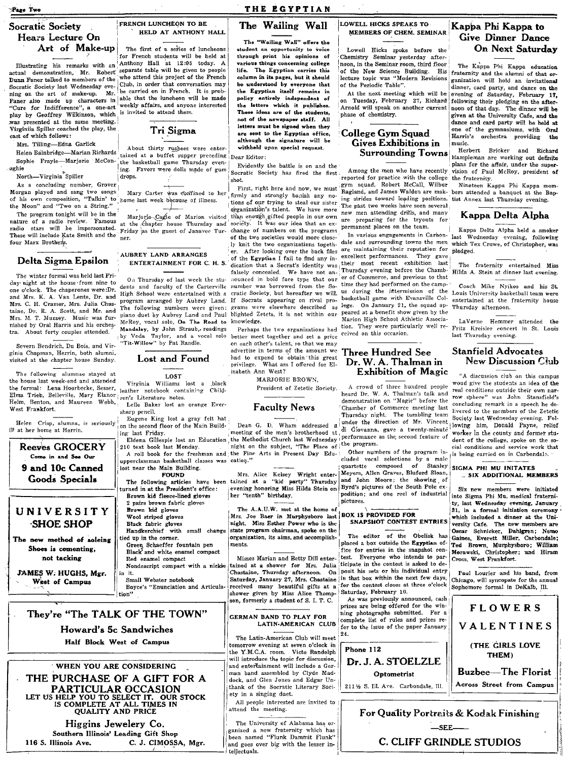## Socratic Society Hears Lecture On Art of Make-up

Illustrating his remarks with an actual demonstration, Mr. Robert Dunn Faner talked to members of the Socratic Society last Wednesday evening on the art of make-up. Mr. Faner also made up characters in "Cure for Indifference", a one-act play by Geoffrey Wilkinson, which was presented at the same meeting. Virginia Spiller coached the play, the cast of which follows:

Mrs. Tilling—Edna Garlick
Helen Bainbridge—Marian Richards
Sophie Frayle—Marjorie McConaghie
North—Virginia Spiller

As a concluding number, Grover Morgan played and sang two songs of his own composition, "Talkin' to the Moon" and "Two on a String."

The program tonight will be in the nature of a radio review. Famous radio stars will be impersonated. These will include Kate Smith and the four Marx Brothers.

## Delta Sigma Epsilon

The winter formal was held last Friday night at the house from nine to one o'clock. The chaperones were: Dr. and Mrs. K. A. Van Lente, Dr. and Mrs. C. H. Cramer, Mrs. Julia Chastaine, Dr. R. A. Scott, and Mr. and Mrs. M. T. Muzzey. Music was furnished by Oral Harris and his orchestra. About forty couples attended.

Severn Bendrich, Du Bois, and Virginia Chapman, Herrin, both alumni, visited at the chapter house Sunday.

The following alumnae stayed at the house last week-end and attended the formal: Lena Hoorbecke, Sesser, Elma Trieb, Belleville, Mary Elanor Helm, Benton, and Maureen Webb, West Frankfort.

Helen Crisp, alumna, is seriously ill at her home at Herrin.

**Reeves GROCERY**
Come in and See Our
**9 and 10c Canned Goods Specials**

**UNIVERSITY SHOE SHOP**
The new method of soleing Shoes is cementing, not tacking
JAMES W. HUGHS, Mgr.
West of Campus

## FRENCH LUNCHEON TO BE HELD AT ANTHONY HALL

The first of a series of luncheons for French students will be held at Anthony Hall at 12:05 today. A separate table will be given to people who attend this project of the French Club, in order that conversation may be carried on in French. It is probable that the luncheon will be made weekly affairs, and anyone interested is invited to attend them.

## Tri Sigma

About thirty rushees were entertained at a buffet supper preceding the basketball game Thursday evening. Favors were dolls made of gum drops.

Mary Carter was confined to her home last week because of illness.

Marjorie Cagle of Marion visited at the chapter house Thursday and Friday as the guest of Janavee Turner.

## AUBREY LAND ARRANGES ENTERTAINMENT FOR C. H. S.

On Thursday of last week the students and faculty of the Carterville High School were entertained with a program arranged by Aubrey Land. The following numbers were given: piano duet by Aubrey Land and Paul McRoy, vocal solo, On The Road to Mandalay, by John Straub, readings by Veda Taylor, and a vocal solo "Tit-Willow" by Pat Randle.

## Lost and Found

**LOST**

Virginia Williams lost a black leather notebook containing Children's Literature notes.

Lelle Baker lost an orange Eversharp pencil.

Eugene King lost a gray felt hat on the second floor of the Main Building last Friday.

Eldena Gillespie lost an Education 210 text book last Monday.

A roll book for the freshman and upperclassman basketball classes was lost near the Main Building.

**FOUND**

The following articles have been turned in at the President's office:

Brown kid fleece-lined gloves
2 pairs brown fabric gloves
Brown kid gloves
Wool striped gloves
Black fabric gloves
Handkerchief with small change tied up in the corner.
Green Schaeffer fountain pen
Black and white enamel compact
Red enamel compact
Nondescript compact with a nickle in it.
Small Webster notebook
Boyce's "Enunciation and Articulation"

## The Wailing Wall

The "Wailing Wall" offers the student an opportunity to voice through print his opinions of various things concerning college life. The Egyptian carries this column in its pages, but it should be understood by everyone that the Egyptian itself remains in policy entirely independent of the letters which it publishes. These ideas are of the students, not of the newspaper staff. All letters must be signed when they are sent to the Egyptian office, although the signature will be withheld upon special request.

Dear Editor:

Evidently the battle is on and the Socratic Society has fired the first shot.

First, right here and now, we must firmly and strongly banish any notions of our trying to steal our sister organization's talent. We have more than enough gifted people in our own society. It was our idea that an exchange of numbers on the programs of the two societies would more closely knit the two organizations together. After looking over the back files of the Egyptian I fail to find any indication that a Socrat's identity was falsely concealed. We have not announced in bold face type that our number was borrowed from the Socratic Society, but hereafter we will. If Socrats appearing on rival programs were elsewhere described as blighted Zetets, it is not within our knowledge.

Perhaps the two organizations had better meet together and set a price on each other's talent, so that we may advertise in terms of the amount we had to expend to obtain this great privilege. What am I offered for Elizabeth Ann West?

MARJORIE BROWN,
President of Zetetic Society.

## Faculty News

Dean G. D. Wham addressed a meeting of the men's brotherhood at the Methodist Church last Wednesday night on the subject, "The Place of the Fine Arts in Present Day Education."

Mrs. Alice Kelsey Wright entertained at a "kid party" Thursday evening honoring Miss Hilda Stein on her "tenth" birthday.

The A.A.U.W. met at the home of Mrs. Joe Baer in Murphysboro last night. Miss Esther Power who is the state program chairman, spoke on the organization, its aims, and accomplishments.

Misses Marian and Betty Dill entertained at a shower for Mrs. Julia Chastaine, Thursday afternoon. On Saturday, January 27, Mrs. Chastaine received many beautiful gifts at a shower given by Miss Alice Thompson, formerly a student of S. I. T. C.

## GERMAN BAND TO PLAY FOR LATIN-AMERICAN CLUB

The Latin-American Club will meet tomorrow evening at seven o'clock in the Y.M.C.A. room. Victo Randolph will introduce the topic for discussion, and entertainment will include a German band assembled by Clyde Maddock, and Glen Jones and Edgar Unthank of the Socratic Literary Society in a singing duet.

All people interested are invited to attend the meeting.

The University of Alabama has organized a new fraternity which has been named "Flunk Dammit Flunk" and goes over big with the lesser intellectuals.

## LOWELL HICKS SPEAKS TO MEMBERS OF CHEM. SEMINAR

Lowell Hicks spoke before the Chemistry Seminar yesterday afternoon, in the Seminar room, third floor of the New Science Building. His lecture topic was "Modern Revisions of the Periodic Table".

At the next meeting which will be on Tuesday, February 27, Richard Arnold will speak on another current phase of chemistry.

## College Gym Squad Gives Exhibitions in Surrounding Towns

Among the men who have recently reported for practice with the college gym squad, Robert McCall, Wilbur Ragland, and James Walden are making strides toward leading positions. The past two weeks have seen several new men attending drills, and many are preparing for the tryouts for permanent places on the team.

In various engagements in Carbondale and surrounding towns the men are maintaining their reputation for excellent performances. They gave their most recent exhibition last Thursday evening before the Chamber of Commerce, and previous to that time they had performed on the campus during the intermission of the basketball game with Evansville College. On January 21, the squad appeared at a benefit show given by the Marion High School Athletic Association. They were particularly well received on this occasion.

## Three Hundred See Dr. W. A. Thalman in Exhibition of Magic

A crowd of three hundred people heard Dr. W. A. Thalman's talk and demonstration on "Magic" before the Chamber of Commerce meeting last Thursday night. The tumbling team under the direction of Mr. Vincent di Giovanna, gave a twenty-minute performance as the second feature of the program.

Other numbers of the program included vocal selections by a male quartette composed of Stanley Meyers, Allen Graves, Bluford Sloan, and John Moore; the showing of Byrd's pictures of the South Pole expedition; and one reel of industrial pictures.

## BOX IS PROVIDED FOR SNAPSHOT CONTEST ENTRIES

The editor of the Obelisk has placed a box outside the Egyptian office for entries in the snapshot contest. Everyone who intends to participate in the contest is asked to deposit his sets or his individual entry in that box within the next few days, for the contest closes at three o'clock Saturday, February 10.

As was previously announced, cash prizes are being offered for the winning photographs submitted. For a complete list of rules and prizes refer to the issue of the paper January 24.

Phone 112
**Dr. J. A. STOELZLE**
Optometrist
211½ S. Ill. Ave. Carbondale, Ill.

## Kappa Phi Kappa to Give Dinner Dance On Next Saturday

The Kappa Phi Kappa education fraternity and the alumni of that organization will hold an invitational dinner, card party, and dance on the evening of Saturday, February 17, following their pledging on the afternoon of that day. The dinner will be given at the University Cafe, and the dance and card party will be held at one of the gymnasiums, with Oral Harris's orchestra providing the music.

Herbert Bricker and Richard Hampleman are working out definite plans for the affair, under the supervision of Paul McRoy, president of the fraternity.

Nineteen Kappa Phi Kappa members attended a banquet at the Baptist Annex last Thursday evening.

## Kappa Delta Alpha

Kappa Delta Alpha held a smoker last Wednesday evening, following which Tex Crowe, of Christopher, was pledged.

The fraternity entertained Miss Hilda A. Stein at dinner last evening.

Coach Mike Nyikos and his St. Louis University basketball team were entertained at the fraternity house Thursday afternoon.

LaVerne Hemmer attended the Fritz Kreisler concert in St. Louis last Thursday evening.

## Stanfield Advocates New Discussion Club

"A discussion club on this campus woud give the students an idea of the real conditions outside their own narrow sphere" was John Stansfield's concluding remark in a speech he delivered to the members of the Zetetic Society last Wednesday evening. Following him, Donald Payne, relief worker in the county and former student of the college, spoke on the social conditions and service work that is being carried on in Carbondale.

## SIGMA PHI MU INITATES SIX ADDITIONAL MEMBERS

Six new members were initiated into Sigma Phi Mu, medical fraternity, last Wednesday evening, January 31, in a formal initiation ceremony which included a dinner at the University Cafe. The new members are Oscar Schnicker, Dahlgren; Nemo Gaines, Everett Miller, Carbondale; Ted Brown, Murphysboro; William Morawski, Christopher; and Hiram Cross, West Frankfort.

Paul Lourier and his band, from Chicago, will syncopate for the annual Sophomore formal in DeKalb, Ill.

**FLOWERS**
**VALENTINES**
(THE GIRLS LOVE THEM)
**Buzbee—The Florist**
Across Street from Campus

**They're "The TALK OF THE TOWN"**
**Howard's 5c Sandwiches**
Half Block West of Campus

WHEN YOU ARE CONSIDERING
**THE PURCHASE OF A GIFT FOR A PARTICULAR OCCASION**
LET US HELP YOU TO SELECT IT. OUR STOCK IS COMPLETE AT ALL TIMES IN QUALITY AND PRICE
**Higgins Jewelery Co.**
Southern Illinois' Leading Gift Shop
116 S. Illinois Ave. C. J. CIMOSSA, Mgr.

**For Quality Portraits & Kodak Finishing**
—SEE—
**C. CLIFF GRINDLE STUDIOS**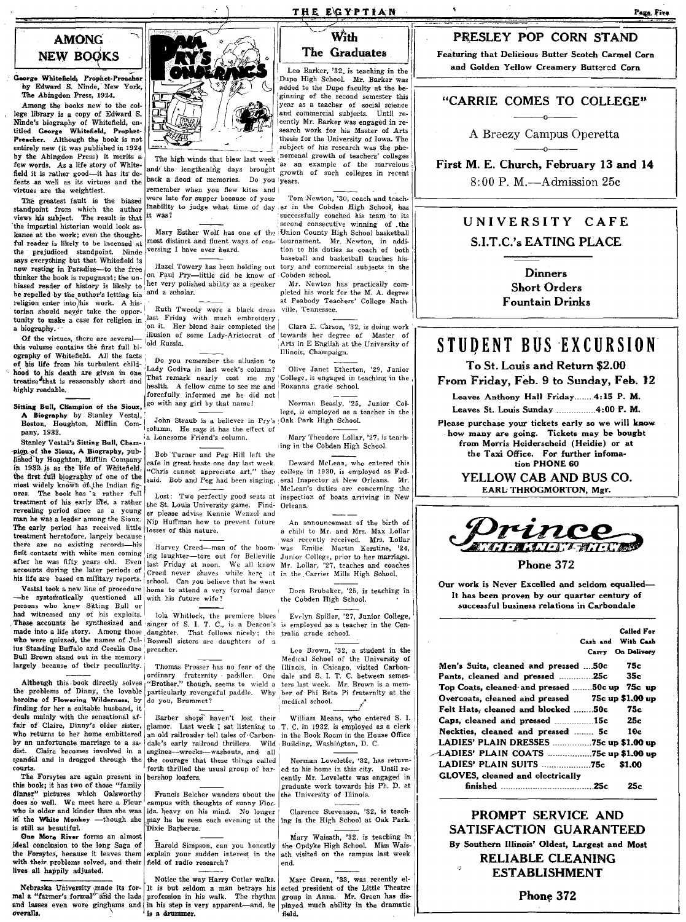## AMONG NEW BOOKS

**George Whitefield, Prophet-Preacher** by Edward S. Ninde, New York, The Abingdon Press, 1924.

Among the books new to the college library is a copy of Edward S. Ninde's biography of Whitefield, entitled **George Whitefield, Prophet-Preacher.** Although the book is not entirely new (it was published in 1924 by the Abingdon Press) it merits a few words. As a life story of Whitefield it is rather good—it has its defects as well as its virtues and the virtues are the weightiest.

The greatest fault is the biased standpoint from which the author views his subject. The result is that the impartial historian would look askance at the work; even the thoughtful reader is likely to be incensed at the prejudiced standpoint. Ninde says everything but that Whitefield is now resting in Paradise—to the free thinker the book is repugnant; the unbiased reader of history is likely to be repelled by the author's letting his religion enter into his work. A historian should never take the opportunity to make a case for religion in a biography.

Of the virtues, there are several—this volume contains the first full biography of Whitefield. All the facts of his life from his turbulent childhood to his death are given in one treatise that is reasonably short and highly readable.

**Sitting Bull, Champion of the Sioux, A Biography** by Stanley Vestal, Boston, Houghton, Mifflin Company, 1932.

Stanley Vestal's **Sitting Bull, Champion of the Sioux, A Biography,** published by Houghton, Mifflin Company in 1932 is the life of Whitefield, the first full biography of one of the most widely known of the Indian figures. The book has a rather full treatment of his early life, a rather revealing period since as a young man he was a leader among the Sioux. The early period has received little treatment heretofore, largely because there are no existing records—his first contacts with white men coming after he was fifty years old. Even accounts during the later periods of his life are based on military reports.

Vestal took a new line of procedure—he systematically questioned all persons who knew Sitting Bull or had witnessed any of his exploits. These accounts he synthesized and made into a life story. Among those who were quizzed, the names of Julius Standing Buffalo and Cecelia One Bull Brown stand out in the memory largely because of their peculiarity.

Although this book directly solves the problems of Dinny, the lovable heroine of **Flowering Wilderness,** by finding for her a suitable husband, it deals mainly with the sensational affair of Claire, Dinny's older sister, who returns to her home embittered by an unfortunate marriage to a sadist. Claire becomes involved in a scandal and is dragged through the courts.

The Forsytes are again present in this book; it has two of those "family dinner" pictures which Galsworthy does so well. We meet here a Fleur who is older and kinder than she was in **the White Monkey** —though she is still as beautiful.

**One More River** forms an almost ideal conclusion to the long Saga of the Forsytes, because it leaves them with their problems solved, and their lives all happily adjusted.

Nebraska University made its formal a "farmer's formal" and the lads and lasses even wore ginghams and overalls.

## PAUL PRY'S PONDERINGS

The high winds that blew last week and the lengthening days brought back a flood of memories. Do you remember when you flew kites and were late for supper because of your inability to judge what time of day it was?

Mary Esther Wolf has one of the most distinct and fluent ways of conversing I have ever heard.

Hazel Towery has been holding out on Paul Pry—little did he know of her very polished ability as a speaker and a scholar.

Ruth Tweedy wore a black dress last Friday with much embroidery on it. Her blond hair completed the illusion of some Lady-Aristocrat of old Russia.

Do you remember the allusion to Lady Godiva in last week's column? That remark nearly cost me my health. A fellow came to see me and forcefully informed me he did not go with any girl by that name!

John Straub is a believer in Pry's column. He says it has the effect of a Lonesome Friend's column.

Bob Turner and Peg Hill left the cafe in great haste one day last week. "Chris cannot appreciate art," they said. Bob and Peg had been singing.

Lost: Two perfectly good seats at the St. Louis University game. Finder please advise Kennie Wenzel and Nip Huffman how to prevent future losses of this nature.

Harvey Creed—man of the booming laughter—tore out for Belleville last Friday at noon. We all know Creed never shaves while here at school. Can you believe that he went home to attend a very formal dance with his future wife?

Iola Whitlock, the premiere blues singer of S. I. T. C., is a Deacon's daughter. That follows nicely; the Boswell sisters are daughters of a preacher.

Thomas Prosser has no fear of the ordinary fraternity paddler. One "Brother," though, seems to wield a particularly revengeful paddle. Why do you, Brummet?

Barber shops haven't lost their glamor. Last week I sat listening to an old railroader tell tales of Carbondale's early railroad thrillers. Wild engines—wrecks—washouts, and all the courage that these things called forth thrilled the usual group of barbershop loafers.

Francis Belcher wanders about the campus with thoughts of sunny Florida heavy on his mind. No longer may he be seen each evening at the Dixie Barbecue.

Harold Simpson, can you honestly explain your sudden interest in the field of radio research?

Notice the way Harry Cutler walks. It is but seldom a man betrays his profession in his walk. The rhythm in his step is very apparent—and, he is a drummer.

## With The Graduates

Leo Barker, '32, is teaching in the Dupo High School. Mr. Barker was added to the Dupo faculty at the beginning of the second semester this year as a teacher of social science and commercial subjects. Until recently Mr. Barker was engaged in research work for his Master of Arts thesis for the University of Iowa. The subject of his research was the phenomenal growth of teachers' colleges as an example of the marvelous growth of such colleges in recent years.

Tom Newton, '30, coach and teacher in the Cobden High School, has successfully coached his team to its second consecutive winning of the Union County High School basketball tournament. Mr. Newton, in addition to his duties as coach of both baseball and basketball teaches history and commercial subjects in the Cobden school.

Mr. Newton has practically completed his work for the M. A. degree at Peabody Teachers' College Nashville, Tennessee.

Clara E. Carson, '32, is doing work towards her degree of Master of Arts in English at the University of Illinois, Champaign.

Olive Janet Etherton, '29, Junior College, is engaged in teaching in the Roxanna grade school.

Norman Beasly, '25, Junior College, is employed as a teacher in the Oak Park High School.

Mary Theodore Lollar, '27, is teaching in the Cobden High School.

Deward McLean, who entered this college in 1930, is employed as Federal Inspector at New Orleans. Mr. McLean's duties are concerning the inspection of boats arriving in New Orleans.

An announcement of the birth of a child to Mr. and Mrs. Max Lollar was recently received. Mrs. Lollar was Emilie Martin Kerstine, '24, Junior College, prior to her marriage. Mr. Lollar, '27, teaches and coaches in the Carrier Mills High School.

Dora Brubaker, '25, is teaching in the Cobden High School.

Evelyn Spiller, '27, Junior College, is employed as a teacher in the Centralia grade school.

Leo Brown, '32, a student in the Medical School of the University of Illinois, in Chicago, visited Carbondale and S. I. T. C. between semesters last week. Mr. Brown is a member of Phi Beta Pi fraternity at the medical school.

William Means, who entered S. I. T. C. in 1932, is employed as a clerk in the Book Room in the House Office Building, Washington, D. C.

Norman Lovelette, '32, has returned to his home in this city. Until recently Mr. Lovelette was engaged in graduate work towards his Ph. D. at the University of Illinois.

Clarence Stevenson, '32, is teaching in the High School at Oak Park.

Mary Waisath, '32, is teaching in the Opdyke High School. Miss Waisath visited on the campus last week end.

Marc Green, '33, was recently elected president of the Little Theatre group in Anna. Mr. Green has displayed much ability in the dramatic field.

---

## PRESLEY POP CORN STAND

**Featuring that Delicious Butter Scotch Carmel Corn and Golden Yellow Creamery Buttered Corn**

---

## "CARRIE COMES TO COLLEGE"

A Breezy Campus Operetta

**First M. E. Church, February 13 and 14**

8:00 P. M.—Admission 25c

---

## UNIVERSITY CAFE

## S.I.T.C.'s EATING PLACE

**Dinners**
**Short Orders**
**Fountain Drinks**

---

## STUDENT BUS EXCURSION

**To St. Louis and Return $2.00**

**From Friday, Feb. 9 to Sunday, Feb. 12**

Leaves Anthony Hall Friday........4:15 P. M.

Leaves St. Louis Sunday ................4:00 P. M.

**Please purchase your tickets early so we will know how many are going. Tickets may be bought from Morris Heiderscheid (Heidie) or at the Taxi Office. For further infomation PHONE 60**

**YELLOW CAB AND BUS CO.**

EARL THROGMORTON, Mgr.

---

## Prince

**WHO KNOWS HOW**

**Phone 372**

**Our work is Never Excelled and seldom equalled—It has been proven by our quarter century of successful business relations in Carbondale**

| | Cash and Carry | Called For With Cash On Delivery |
|---|---|---|
| Men's Suits, cleaned and pressed | 50c | 75c |
| Pants, cleaned and pressed | 25c | 35c |
| Top Coats, cleaned and pressed | 50c up | 75c up |
| Overcoats, cleaned and pressed | 75c up | $1.00 up |
| Felt Hats, cleaned and blocked | 50c | 75c |
| Caps, cleaned and pressed | 15c | 25c |
| Neckties, cleaned and pressed | 5c | 10c |
| LADIES' PLAIN DRESSES | 75c up | $1.00 up |
| LADIES' PLAIN COATS | 75c up | $1.00 up |
| LADIES' PLAIN SUITS | 75c | $1.00 |
| GLOVES, cleaned and electrically finished | 25c | 25c |

## PROMPT SERVICE AND SATISFACTION GUARANTEED

By Southern Illinois' Oldest, Largest and Most

## RELIABLE CLEANING ESTABLISHMENT

**Phone 372**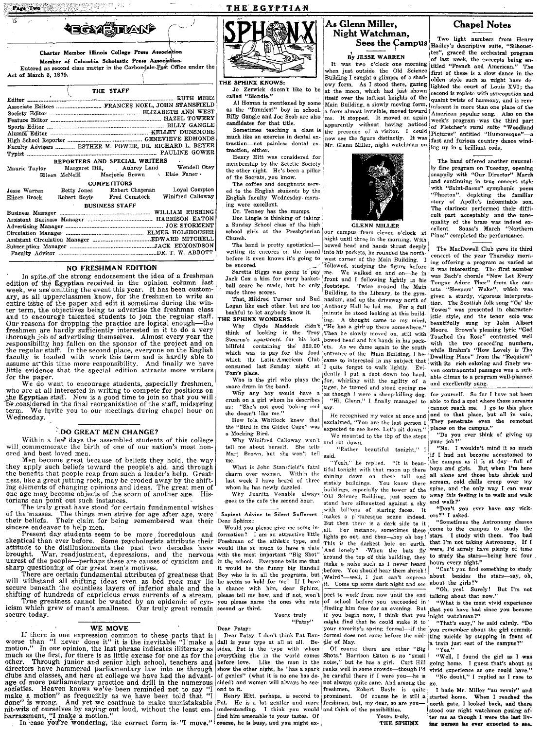# EGYPTIAN

Charter Member Illinois College Press Association

Member of Columbia Scholastic Press Association.

Entered as second class matter in the Carbondale Post Office under the Act of March 3, 1879.

## THE STAFF

| | |
|---|---|
| Editor | RUTH MERZ |
| Associate Editors | FRANCES NOEL, JOHN STANSFIELD |
| Society Editor | ELIZABETH ANN WEST |
| Feature Editor | HAZEL TOWERY |
| Sports Editor | BILLY GANGLE |
| Alumni Editor | KELLEY DUNSMORE |
| High School Reporter | GENEVIEVE EDMONDS |
| Faculty Advisers | ESTHER M. POWER, DR. RICHARD L. BEYER |
| Typist | PAULINE GOWER |

### REPORTERS AND SPECIAL WRITERS

Maurie Taylor, Margaret Hill, Aubrey Land, Wendell Otey, Eileen McNeill, Marjorie Brown, Elsie Faner

### COMPETITORS

Jesse Warren, Betty Jones, Robert Chapman, Loyal Compton, Eileen Brock, Robert Boyle, Fred Comstock, Winifred Calloway

### BUSINESS STAFF

| | |
|---|---|
| Business Manager | WILLIAM RUSHING |
| Assistant Business Manager | HARRISON EATON |
| Advertising Manager | JOE STORMENT |
| Circulation Manager | ELMER HOLSHOUSER |
| Assistant Circulation Manager | EDWARD MITCHELL |
| Subscription Manager | JACK EDMONDSON |
| Faculty Advisor | DR. T. W. ABBOTT |

## NO FRESHMAN EDITION

In spite of the strong endorsement the idea of a freshman edition of the **Egyptian** received in the opinion column last week, we are omitting the event this year. It has been customary, as all upperclassmen know, for the freshmen to write an entire issue of the paper and edit it sometime during the winter term, the objectives being to advertise the freshman class and to encourage talented students to join the regular staff. Our reasons for dropping the practice are logical enough—the freshmen are hardly sufficiently interested in it to do a very thorough job of advertising themselves. Almost every year the responsibility has fallen on the sponsor of the project and on the regular staff. In the second place, everyone on the English faculty is loaded with work this term and is hardly able to assume at this time more responsibility. And finally we have little evidence that the special edition attracts more writers for the paper.

We do want to encourage students, especially freshmen, who are at all interested in writing to compete for positions on the **Egyptian** staff. Now is a good time to join so that you will be considered in the final reorganization of the staff, midspring term. We invite you to our meetings during chapel hour on Wednesday.

## DO GREAT MEN CHANGE?

Within a few days the assembled students of this college will commemorate the birth of one of our nation's most honored and best loved men.

Men become great because of beliefs they hold, the way they apply such beliefs toward the people's aid, and through the benefits that people reap from such a leader's help. Greatness, like a great jutting rock, may be eroded away by the shifting elements of changing opinions and ideas. The great men of one age may become objects of the scorn of another age. Historians can point out such instances.

The truly great have stood for certain fundamental wishes of the masses. The things men strive for age after age, were their beliefs. Their claim for being remembered was their sincere endeavor to help men.

Present day students seem to be more incredulous and skeptical than ever before. Some psychologists attribute their attitude to the disillusionments the past two decades have brought. War, readjustment, depressions, and the nervous unrest of the people—perhaps these are causes of cynicism and sharp questioning of our great men's motives.

There are certain fundamental attributes of greatness that will withstand all shifting ideas even as bed rock may lie secure beneath the countless layers of inferior shale and the shifting of hundreds of capricious cross currents of a stream.

True greatness cannot be wasted by an epidemic of cynicism which grew of man's smallness. Our truly great remain secure today.

## WE MOVE

If there is one expression common to these parts that is worse than "I never done it" it is the inevitable "I make a motion." In our opinion, the last phrase indicates illiteracy as much as the first, for there is as little excuse for one as for the other. Through junior and senior high school, teachers and directors have hammered parliamentary law into us through clubs and classes, and here at college we have had the advantage of more parliamentary practice and drill in the numerous societies. Heaven knows we've been reminded not to say "I make a motion" as frequently as we have been told that "I done" is wrong. And yet we continue to make unmistakable nit-wits of ourselves by saying out loud, without the least embarrassment, "I make a motion."

In case you're wondering, the correct form is "I move."

# SPHINX

**THE SPHINX KNOWS:**

Jo Zerwick doesn't like to be called "Blondie."

Al Homan is mentioned by some as the "funniest" boy in school. Billy Gangle and Joe Scob are also candidates for that title.

Sometimes teaching a class is much like an exercise in dental extraction—not painless dental extraction, either.

Henry Hitt was considered for membership by the Zetetic Society the other night. He's been a pillar of the Socrats, you know.

The coffee and doughnuts served to the English students by the English faculty Wednesday morning were excellent.

Dr. Tenney has the mumps.

Doc Lingle is thinking of taking a Sunday School class of the high school girls at the Presbyterian Church.

The band is pretty egotistical—writing its encores on the board before it even knows it's going to be encored.

Saretta Biggs was going to pay Jack Cox a kiss for every basketball score he made, but he only made three scores.

That Mildred Turner and Bud Logan like each other, but are too bashful to let anybody know it.

**THE SPHINX WONDERS:**

Why Clyde Maddock didn't think of looking in the Troy Stearns's apartment for his lost billfold containing the $23.50 which was to pay for the food which the Latin-American Club consumed last Sunday night at Tom's place.

Who is the girl who plays the snare drum in the band.

Why any boy would have a crush on a girl whom he describes as: "She's not good looking and she doesn't like me."

How Iola Whitlock knew that the "Bird in the Gilded Cage" was a Mocking Bird.

Why Winifred Calloway won't tell me about herself. She tells Marj Brown, but she won't tell me.

What is John Stansfield's fatal charm over women. Within the last week I have heard of three whom he has newly dazzled.

Why Juanita Venable always goes to the cafe the second hour.

**Sapient Advice to Silent Sufferers**

Dear Sphinx:

Would you please give me some information? I am an attractive little Freshman of the athletic type, and would like so much to have a date with the most important "Big Shot" in the school. Everyone tells me that it would be the funny big Randall Boy who is in all the programs, but he seems so bold for me! If I have a chance with him, dear Sphinx, please tell me how, and if not, won't you please name the ones who rate second or third.

Yours truly
"Patsy"

Dear Patsy:

Dear Patsy, I don't think Pat Randall is your type at all at all. Besides, Pat is the type with whom everything else in the world comes before love. Like the man in the show the other night, he "has a spark of genius" (what it is no one has decided) and women will always be second to it.

Henry Hitt, perhaps, is second to Pat. He is a lot gentler and more understanding. I think you would find him amenable to your tastes. Of course, he is busy, and you might expect to work from now until the end of school before you succeeded in finding him free for an evening. But if you begin now, I think that you might find that he could make it to your sorority's spring formal—if the formal does not come before the middle of May.

Of course there are other "Big Shots." Harrison Eaton is no "small noise," but he has a girl. Curt Hill ranks well in some crowds—though I'd be careful there if I were you—he is not always quite sane. And among the freshmen, Robert Boyle is quite prominent. Of course he is still a freshman, but, my dear, so are you—and think of the possibilities.

Yours truly,
THE SPHINX

## As Glenn Miller, Night Watchman, Sees the Campus

By JESSE WARREN

It was two o'clock one morning when just outside the Old Science Building I caught a glimpse of a shadowy form. As I stood there, gazing at the moon, which had just shown itself over the loftiest heights of the Main Building, a slowly moving form, a form almost invisible, moved toward me. It stopped. It moved on again apparently without having noticed the presence of a visitor. I could now see the figure distinctly. It was Mr. Glenn Miller, night watchman on our campus from eleven o'clock at night until three in the morning. With bowed head and hands thrust deeply into his pockets, he rounded the northwest corner of the Main Building. I followed, studying the figure before me. We walked on and on—he in front and I following lightly in his footsteps. Twice around the Main Building, to the Library, to the gymnasium, and up the driveway north of Anthony Hall he led me. For a full minute he stood looking at this building. A thought came to my mind, "He has a girl up there somewhere." Then he slowly moved on, still with bowed head and his hands in his pockets. As we came again to the south entrance of the Main Building, I became so interested in my subject that I quite forgot to walk lightly. Evidently I put a foot down too hard, for, whirling with the agility of a tiger, he turned and stood eyeing me as though I were a sheep-killing dog.

"Hi, Glenn," I finally managed to say.

He recognized my voice at once and exclaimed, "You are the last person I expected to see here. Let's sit down."

We mounted to the top of the steps and sat down.

"Rather beautiful tonight," I said.

"Yeah," he replied. "It is beautiful tonight with that moon up there shining down on these tall and stately buildings. You know these buildings, especially the tower of the Old Science Building, just seem to stand here silhouetted against a sky with billions of staring faces. It makes a picturesque scene indeed. But then there is a dark side to it all. For instance, sometimes these lights go out, and then—boy oh boy! This is the darkest hole on earth. And lonely? When the bats fly around the top of this building, they make a noise such as I never heard before. You should hear them shriek! Weird?—well, I just can't express it. Come up some dark night and see for yourself. So far I have not been able to find a spot where those screams cannot reach me. I go to this place and to that place, but all in vain. They penetrate even the remotest places on the campus."

"Do you ever think of giving up your job?"

"No. I wouldn't mind it so much if I had not become accustomed to the campus as it is at day—full of boys and girls. But when I'm here all alone and those bats shriek and scream, cold chills creep over my spine, and the only way I can wear away this feeling is to walk and walk and walk!"

"Don't you ever have any visitors?" I asked.

"Sometimes the Astronomy classes come to the campus to study the stars. I study with them. Too bad that I'm not taking Astronomy. If I were, I'd surely have plenty of time to study the stars—being here four hours every night."

"Can't you find something to study about besides the stars—say, oh, about the girls?"

"Oh, yes! Surely! But I'm not talking about that now."

"What is the most vivid experience that you have had since you became night watchman?"

"That's easy," he said calmly. "Do you remember about the girl committing suicide by stepping in front of a train just east of the campus?"

"Yes."

"Well, I found the girl as I was going home. I guess that's about as vivid experience as one could have."

"No doubt," I replied as I rose to go.

I bade Mr. Miller "au revoir" and started home. When I reached the north gate, I looked back, and there stood our night watchman gazing after me as though I were the last living person he ever expected to see.

GLENN MILLER

## Chapel Notes

Two light numbers from Henry Hadley's descriptive suite, "Silhouettes", graced the orchestral program of last week, the excerpts being entitled "French and American." The first of these is a slow dance in the olden style such as might have delighted the court of Louis XVI; the second is replete with syncopation and quaint twists of harmony, and is reminiscent in more than one place of the American popular song. Also on the week's program was the third part of Fletcher's rural suite "Woodland Pictures" entitled "Humoresque"—a fast and furious country dance winding up in a brilliant coda.

The band offered another unusually fine program on Tuesday, opening snappily with "Our Director" March and continuing in true concert style with "Saint-Saens" symphonic poem "Phaeton", depicting the familiar story of Apollo's indomitable son. The clarinets performed their difficult part acceptably and the tone-quality of the brass was indeed excellent. Sousa's March "Northern Pines" completed the performance.

The MacDowell Club gave its third concert of the year Thursday morning offering a program as varied as it was interesting. The first number was Bach's chorale "Now Let Every Tongue Adore Thee" from the cantata "Sleepers' Wake", which was given a sturdy, vigorous interpretation. The Scottish folk song "Ca' the Yowes" was presented in characteristic style, and the tenor solo was beautifully sung by John Albert Moore. Brown's pleasing lyric "God Touched the Rose" contrasted well with the two preceding numbers, while Brahm's "How Lovely is Thy Dwelling Place" from the "Requiem" with its rich coloring and finely woven contrapuntal passages was a suitable climax to a program well-planned and excellently sung.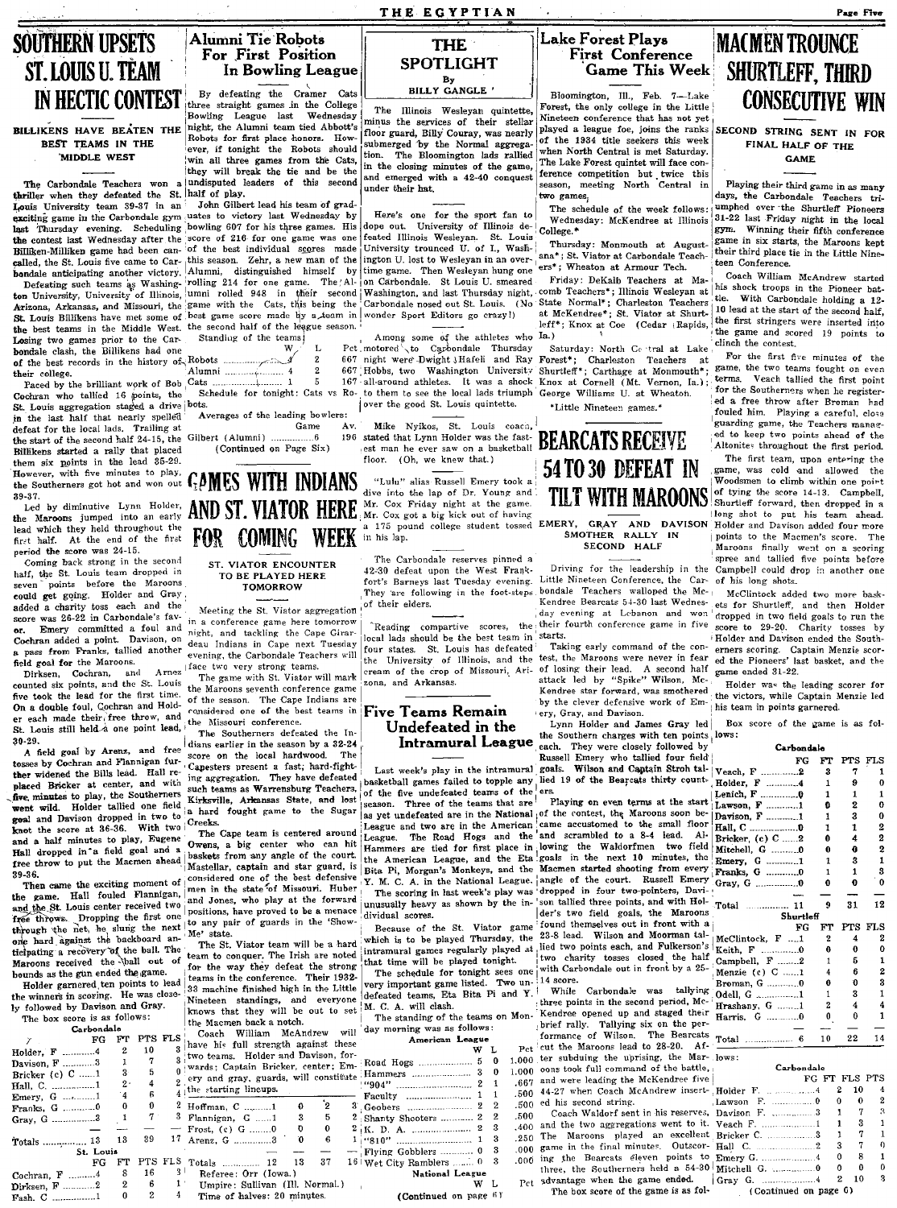# SOUTHERN UPSETS ST. LOUIS U. TEAM IN HECTIC CONTEST

## BILLIKENS HAVE BEATEN THE BEST TEAMS IN THE MIDDLE WEST

The Carbondale Teachers won a thriller when they defeated the St. Louis University team 39-37 in an exciting game in the Carbondale gym last Thursday evening. Scheduling the contest last Wednesday after the Billiken-Milliken game had been cancelled, the St. Louis five came to Carbondale anticipating another victory.

Defeating such teams as Washington University, University of Illinois, Arizona, Arkansas, and Missouri, the St. Louis Billikens have met some of the best teams in the Middle West. Losing two games prior to the Carbondale clash, the Billikens had one of the best records in the history of their college.

Paced by the brilliant work of Bob Cochran who tallied 16 points, the St. Louis aggregation staged a drive in the last half that nearly spelled defeat for the local lads. Trailing at the start of the second half 24-15, the Billikens started a rally that placed them six points in the lead 35-29. However, with five minutes to play, the Southerners got hot and won out 39-37.

Led by diminutive Lynn Holder, the Maroons jumped into an early lead which they held throughout the first half. At the end of the first period the score was 24-15.

Coming back strong in the second half, the St. Louis team dropped in seven points before the Maroons could get going. Holder and Gray added a charity toss each and the score was 26-22 in Carbondale's favor. Emery committed a foul and Cochran added a point. Davison, on a pass from Franks, tallied another field goal for the Maroons.

Dirksen, Cochran, and Arnez counted six points, and the St. Louis five took the lead for the first time. On a double foul, Cochran and Holder each made their free throw, and St. Louis still held a one point lead, 30-29.

A field goal by Arenz, and free tosses by Cochran and Flannigan further widened the Bills lead. Hall replaced Bricker at center, and with five minutes to play, the Southerners went wild. Holder tallied one field goal and Davison dropped in two to knot the score at 36-36. With two and a half minutes to play, Eugene Hall dropped in a field goal and a free throw to put the Macmen ahead 39-36.

Then came the exciting moment of the game. Hall fouled Flannigan, and the St. Louis center received two free throws. Dropping the first one through the net, he slung the next one hard against the backboard anticipating a recovery of the ball. The Maroons received the ball out of bounds as the gun ended the game.

Holder garnered ten points to lead the winners in scoring. He was closely followed by Davison and Gray.

The box score is as follows:

**Carbondale**

| | FG | FT | PTS | FLS |
|---|---|---|---|---|
| Holder, F | 4 | 2 | 10 | 3 |
| Davison, F | 3 | 1 | 7 | 3 |
| Bricker (c) C | 1 | 3 | 5 | 0 |
| Hall, C | 1 | 2 | 4 | 2 |
| Emery, G | 1 | 4 | 6 | 4 |
| Franks, G | 0 | 0 | 0 | 2 |
| Gray, G | 3 | 1 | 7 | 3 |
| Totals | 13 | 13 | 39 | 17 |

**St. Louis**

| | FG | FT | PTS | FLS |
|---|---|---|---|---|
| Cochran, F | 4 | 8 | 16 | 3 |
| Dirksen, F | 2 | 2 | 6 | 1 |
| Fash, C | 1 | 0 | 2 | 4 |
| Hoffman, C | 1 | 0 | 2 | 3 |
| Flannigan, G | 1 | 3 | 5 | 2 |
| Frost, (c) G | 0 | 0 | 0 | 2 |
| Arenz, G | 3 | 0 | 6 | 1 |
| Totals | 12 | 13 | 37 | 16 |

Referee: Orr (Iowa.)
Umpire: Sullivan (Ill. Normal.)
Time of halves: 20 minutes.

# Alumni Tie Robots For First Position In Bowling League

By defeating the Cramer Cats three straight games in the College Bowling League last Wednesday night, the Alumni team tied Abbott's Robots for first place honors. However, if tonight the Robots should win all three games from the Cats, they will break the tie and be the undisputed leaders of this second half of play.

John Gilbert lead his team of graduates to victory last Wednesday by bowling 607 for his three games. His score of 216 for one game was one of the best individual scores made this season. Zehr, a new man of the Alumni, distinguished himself by rolling 214 for one game. The Alumni rolled 948 in their second game with the Cats, this being the best game score made by a team in the second half of the league season.

Standing of the teams:

| | W | L | Pct |
|---|---|---|---|
| Robots | 4 | 2 | 667 |
| Alumni | 4 | 2 | 667 |
| Cats | 1 | 5 | 167 |

Schedule for tonight: Cats vs Robots.

Averages of the leading bowlers:

| | Game | Av. |
|---|---|---|
| Gilbert (Alumni) | 6 | 196 |

(Continued on Page Six)

# GAMES WITH INDIANS AND ST. VIATOR HERE FOR COMING WEEK

## ST. VIATOR ENCOUNTER TO BE PLAYED HERE TOMORROW

Meeting the St. Viator aggregation in a conference game here tomorrow night, and tackling the Cape Girardeau Indians in Cape next Tuesday evening, the Carbondale Teachers will face two very strong teams.

The game with St. Viator will mark the Maroons seventh conference game of the season. The Cape Indians are considered one of the best teams in the Missouri conference.

The Southerners defeated the Indians earlier in the season by a 32-24 score on the local hardwood. The Capesters present a fast, hard-fighting aggregation. They have defeated such teams as Warrensburg Teachers, Kirksville, Arkansas State, and lost a hard fought game to the Sugar Creeks.

The Cape team is centered around Owens, a big center who can hit baskets from any angle of the court. Mastellar, captain and star guard, is considered one of the best defensive men in the state of Missouri. Huber and Jones, who play at the forward positions, have proved to be a menace to any pair of guards in the 'Show-Me' state.

The St. Viator team will be a hard team to conquer. The Irish are noted for the way they defeat the strong teams in the conference. Their 1932-33 machine finished high in the Little Nineteen standings, and everyone knows that they will be out to set the Macmen back a notch.

Coach William McAndrew will have his full strength against these two teams. Holder and Davison, forwards; Captain Bricker, center; Emery and Gray, guards, will constitute the starting lineups.

# THE SPOTLIGHT

By BILLY GANGLE

The Illinois Wesleyan quintette, minus the services of their stellar floor guard, Billy Couray, was nearly submerged by the Normal aggregation. The Bloomington lads rallied in the closing minutes of the game, and emerged with a 42-40 conquest under their hat.

Here's one for the sport fan to dope out. University of Illinois defeated Illinois Wesleyan. St. Louis University trounced U. of I., Washington U. lost to Wesleyan in an overtime game. Then Wesleyan hung one on Carbondale. St Louis U. smeared Washington, and last Thursday night, Carbondale nosed out St. Louis. (No wonder Sport Editors go crazy!)

Among some of the athletes who motored to Carbondale Thursday night were Dwight Hafeli and Ray Hobbs, two Washington University all-around athletes. It was a shock to them to see the local lads triumph over the good St. Louis quintette.

Mike Nyikos, St. Louis coach, stated that Lynn Holder was the fastest man he ever saw on a basketball floor. (Oh, we knew that.)

"Lulu" alias Russell Emery took a dive into the lap of Dr. Young and Mr. Cox Friday night at the game. Mr. Cox got a big kick out of having a 175 pound college student tossed in his lap.

The Carbondale reserves pinned a 42-30 defeat upon the West Frankfort's Barneys last Tuesday evening. They are following in the foot-steps of their elders.

Reading compartive scores, the local lads should be the best team in four states. St. Louis has defeated the University of Illinois, and the cream of the crop of Missouri, Arizona, and Arkansas.

# Five Teams Remain Undefeated in the Intramural League

Last week's play in the intramural basketball games failed to topple any of the five undefeated teams of the season. Three of the teams that are as yet undefeated are in the National League and two are in the American League. The Road Hogs and the Hammers are tied for first place in the American League, and the Eta Bita Pi, Morgan's Monkeys, and the Y. M. C. A. in the National League.

The scoring in last week's play was unusually heavy as shown by the individual scores.

Because of the St. Viator game which is to be played Thursday, the intramural games regularly played at that time will be played tonight.

The schedule for tonight sees one very important game listed. Two undefeated teams, Eta Bita Pi and Y. M. C. A. will clash.

The standing of the teams on Monday morning was as follows:

**American League**

| | W | L | Pct |
|---|---|---|---|
| Road Hogs | 5 | 0 | 1.000 |
| Hammers | 3 | 0 | 1.000 |
| "904" | 2 | 1 | .667 |
| Faculty | 1 | 1 | .500 |
| Goobers | 2 | 2 | .500 |
| Shanty Shooters | 2 | 2 | .500 |
| K. D. A. | 2 | 3 | .400 |
| "810" | 1 | 3 | .250 |
| Flying Gobblers | 0 | 3 | .000 |
| Wet City Ramblers | 0 | 3 | .000 |

**National League**

| | W | L | Pct |
|---|---|---|---|

(Continued on page 6)

# Lake Forest Plays First Conference Game This Week

Bloomington, Ill., Feb. 7—Lake Forest, the only college in the Little Nineteen conference that has not yet played a league foe, joins the ranks of the 1934 title seekers this week when North Central is met Saturday. The Lake Forest quintet will face conference competition but twice this season, meeting North Central in two games.

The schedule of the week follows:

Wednesday: McKendree at Illinois College.*

Thursday: Monmouth at Augustana*; St. Viator at Carbondale Teachers*; Wheaton at Armour Tech.

Friday: DeKalb Teachers at Macomb Teachers*; Illinois Wesleyan at State Normal*; Charleston Teachers at McKendree*; St. Viator at Shurtleff*; Knox at Coe (Cedar Rapids, Ia.)

Saturday: North Central at Lake Forest*; Charleston Teachers at Shurtleff*; Carthage at Monmouth*; Knox at Cornell (Mt. Vernon, Ia.); George Williams U. at Wheaton.

*Little Nineteen games.*

# BEARCATS RECEIVE 54 TO 30 DEFEAT IN TILT WITH MAROONS

## EMERY, GRAY AND DAVISON SMOTHER RALLY IN SECOND HALF

Driving for the leadership in the Little Nineteen Conference, the Carbondale Teachers walloped the McKendree Bearcats 54-30 last Wednesday evening at Lebanon and won their fourth conference game in five starts.

Taking early command of the contest, the Maroons were never in fear of losing their lead. A second half attack led by "Spike" Wilson, McKendree star forward, was smothered by the clever defensive work of Emery, Gray, and Davison.

Lynn Holder and James Gray led the Southern charges with ten points each. They were closely followed by Russell Emery who tallied four field goals. Wilson and Captain Stroh tallied 19 of the Bearcats thirty counters.

Playing on even terms at the start of the contest, the Maroons soon became accustomed to the small floor and scrambled to a 8-4 lead. Allowing the Waldorfmen two field goals in the next 10 minutes, the Macmen started shooting from every angle of the court. Russell Emery dropped in four two-pointers, Davison tallied three points, and with Holder's two field goals, the Maroons found themselves out in front with a 23-8 lead. Wilson and Moorman tallied two points each, and Fulkerson's two charity tosses closed the half with Carbondale out in front by a 25-14 score.

While Carbondale was tallying three points in the second period, McKendree opened up and staged their brief rally. Tallying six on the performance of Wilson. The Bearcats cut the Maroons lead to 28-20. After subduing the uprising, the Maroons took full command of the battle, and were leading the McKendree five 44-27 when Coach McAndrew inserted his second string.

Coach Waldorf sent in his reserves, and the two aggregations went to it. The Maroons played an excellent game in the final minutes. Outscoring the Bearcats eleven points to three, the Southerners held a 54-30 advantage when the game ended.

The box score of the game is as follows:

**Carbondale**

| | FG | FT | FLS | PTS |
|---|---|---|---|---|
| Holder F. | 4 | 2 | 10 | 4 |
| Lawson F. | 0 | 0 | 0 | 2 |
| Davison F. | 3 | 1 | 7 | 3 |
| Veach F. | 1 | 1 | 3 | 1 |
| Bricker C. | 3 | 1 | 7 | 1 |
| Hall C. | 2 | 3 | 7 | 0 |
| Emery G. | 4 | 0 | 8 | 1 |
| Mitchell G. | 0 | 0 | 0 | 0 |
| Gray G. | 4 | 2 | 10 | 3 |

(Continued on page 6)

# MACMEN TROUNCE SHURTLEFF, THIRD CONSECUTIVE WIN

## SECOND STRING SENT IN FOR FINAL HALF OF THE GAME

Playing their third game in as many days, the Carbondale Teachers triumphed over the Shurtleff Pioneers 31-22 last Friday night in the local gym. Winning their fifth conference game in six starts, the Maroons kept their third place tie in the Little Nineteen Conference.

Coach William McAndrew started his shock troops in the Pioneer battle. With Carbondale holding a 12-10 lead at the start of the second half, the first stringers were inserted into the game and scored 19 points to clinch the contest.

For the first five minutes of the game, the two teams fought on even terms. Veach tallied the first point for the Southerners when he registered a free throw after Broman had fouled him. Playing a careful, close guarding game, the Teachers managed to keep two points ahead of the Altonites throughout the first period.

The first team, upon entering the game, was cold and allowed the Woodsmen to climb within one point of tying the score 14-13. Campbell, Shurtleff forward, then dropped in a long shot to put his team ahead. Holder and Davison added four more points to the Macmen's score. The Maroons finally went on a scoring spree and tallied five points before Campbell could drop in another one of his long shots.

McClintock added two more baskets for Shurtleff, and then Holder dropped in two field goals to run the score to 29-20. Charity tosses by Holder and Davison ended the Southerners scoring. Captain Menzie scored the Pioneers' last basket, and the game ended 31-22.

Holder was the leading scorer for the victors, while Captain Menzie led his team in points garnered.

Box score of the game is as follows:

**Carbondale**

| | FG | FT | PTS | FLS |
|---|---|---|---|---|
| Veach, F | 2 | 3 | 7 | 1 |
| Holder, F | 4 | 1 | 9 | 0 |
| Lenich, F | 0 | 1 | 1 | 1 |
| Lawson, F | 1 | 0 | 2 | 0 |
| Davison, F | 1 | 1 | 3 | 0 |
| Hall, C | 0 | 1 | 1 | 2 |
| Bricker, (c) C | 2 | 0 | 4 | 2 |
| Mitchell, G | 0 | 0 | 0 | 2 |
| Emery, G | 1 | 1 | 3 | 1 |
| Franks, G | 0 | 1 | 1 | 3 |
| Gray, G | 0 | 0 | 0 | 0 |
| Total | 11 | 9 | 31 | 12 |

**Shurtleff**

| | FG | FT | PTS | FLS |
|---|---|---|---|---|
| McClintock, F | 1 | 2 | 4 | 2 |
| Keith, F | 0 | 0 | 0 | 0 |
| Campbell, F | 2 | 1 | 5 | 1 |
| Menzie (c) C | 1 | 4 | 6 | 2 |
| Broman, G | 0 | 0 | 0 | 3 |
| Odell, G | 1 | 1 | 3 | 1 |
| Hrashany, G | 1 | 2 | 4 | 4 |
| Harris, G | 0 | 0 | 0 | 1 |
| Total | 6 | 10 | 22 | 14 |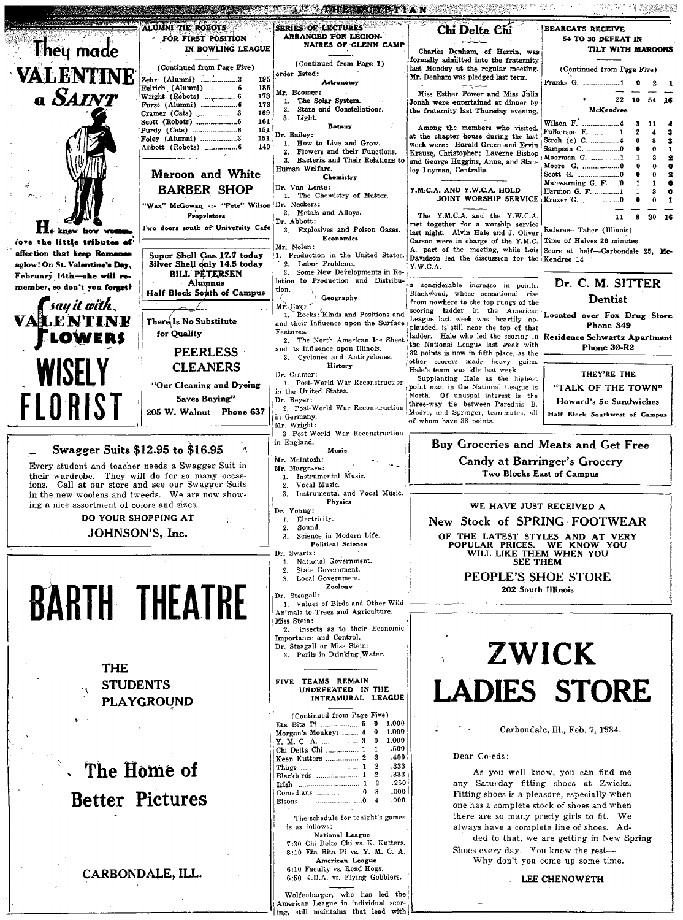## They made VALENTINE a *SAINT*

He knew how women love the little tributes of affection that keep Romance aglow! On St. Valentine's Day, February 14th—she will remember, so don't you forget!

*Say it with* VALENTINE FLOWERS

# WISELY FLORIST

## ALUMNI TIE ROBOTS FOR FIRST POSITION IN BOWLING LEAGUE

(Continued from Page Five)

| | | |
|---|---|---|
| Zehr (Alumni) | 3 | 195 |
| Feirich (Alumni) | 6 | 185 |
| Wright (Robots) | 6 | 173 |
| Furst (Alumni) | 6 | 173 |
| Cramer (Cats) | 3 | 169 |
| Scott (Robots) | 6 | 161 |
| Purdy (Cats) | 6 | 151 |
| Foley (Alumni) | 3 | 151 |
| Abbott (Robots) | 6 | 149 |

## Maroon and White BARBER SHOP

"Wax" McGowan -:- "Pete" Wilson
Proprietors

Two doors south of University Cafe

Super Shell Gas 17.7 today
Silver Shell only 14.5 today
BILL PETERSEN
Alumnus
Half Block South of Campus

There Is No Substitute for Quality

## PEERLESS CLEANERS

"Our Cleaning and Dyeing Saves Buying"

205 W. Walnut Phone 637

## SERIES OF LECTURES ARRANGED FOR LEGIONNAIRES OF GLENN CAMP

(Continued from Page 1)

order listed:

**Astronomy**

Mr. Boomer:
1. The Solar System.
2. Stars and Constellations.
3. Light.

**Botany**

Dr. Bailey:
1. How to Live and Grow.
2. Flowers and their Functions.
3. Bacteria and Their Relations to Human Welfare.

**Chemistry**

Dr. Van Lente:
1. The Chemistry of Matter.

Dr. Neckers:
2. Metals and Alloys.

Dr. Abbott:
3. Explosives and Poison Gases.

**Economics**

Mr. Nolen:
1. Production in the United States.
2. Labor Problems.
3. Some New Developments in Relation to Production and Distribution.

**Geography**

Mr. Cox:
1. Rocks: Kinds and Positions and and their Influence upon the Surface Features.
2. The North American Ice Sheet and its Influence upon Illinois.
3. Cyclones and Anticyclones.

**History**

Dr. Cramer:
1. Post-World War Reconstruction in the United States.

Dr. Beyer:
2. Post-World War Reconstruction in Germany.

Mr. Wright:
3 Post-World War Reconstruction in England.

**Music**

Mr. McIntosh:
Mr. Margrave:
1. Instrumental Music.
2. Vocal Music.
3. Instrumental and Vocal Music.

**Physics**

Dr. Young:
1. Electricity.
2. Sound.
3. Science in Modern Life.

**Political Science**

Dr. Swartz:
1. National Government.
2. State Government.
3. Local Government.

**Zoology**

Dr. Steagall:
1. Values of Birds and Other Wild Animals to Trees and Agriculture.

Miss Stein:
2. Insects as to their Economic Importance and Control.

Dr. Steagall or Miss Stein:
3. Perils in Drinking Water.

## FIVE TEAMS REMAIN UNDEFEATED IN THE INTRAMURAL LEAGUE

(Continued from Page Five)

| | | | |
|---|---|---|---|
| Eta Bita Pi | 5 | 0 | 1.000 |
| Morgan's Monkeys | 4 | 0 | 1.000 |
| Y. M. C. A. | 3 | 0 | 1.000 |
| Chi Delta Chi | 1 | 1 | .500 |
| Keen Kutters | 2 | 3 | .400 |
| Thugs | 1 | 2 | .333 |
| Blackbirds | 1 | 2 | .333 |
| Irish | 1 | 3 | .250 |
| Comedians | 0 | 3 | .000 |
| Bisons | 0 | 4 | .000 |

The schedule for tonight's games is as follows:

**National League**
7:30 Chi Delta Chi vs. K. Kutters.
8:10 Eta Bita Pi vs. Y. M. C. A.

**American League**
6:10 Faculty vs. Road Hogs.
6:50 K.D.A. vs. Flying Gobblers.

Wolfenbarger, who has led the American League in individual scoring, still maintains that lead with a considerable increase in points. Blackwood, whose sensational rise from nowhere to the top rungs of the scoring ladder in the American League last week was heartily applauded, is still near the top of that ladder. Hale who led the scoring in the National League last week with 32 points is now in fifth place, as the other scorers made heavy gains. Hale's team was idle last week.

Supplanting Hale as the highest point man in the National League is North. Of unusual interest is the three-way tie between Parednis, B. Moore, and Springer, teammates, all of whom have 38 points.

## Chi Delta Chi

Charles Denham, of Herrin, was formally admitted into the fraternity last Monday at the regular meeting. Mr. Denham was pledged last term.

Miss Esther Power and Miss Julia Jonah were entertained at dinner by the fraternity last Thursday evening.

Among the members who visited at the chapter house during the last week were: Harold Green and Ervin Krause, Christopher; Laverne Bishop and George Huggins, Anna, and Stanley Layman, Centralia.

## Y.M.C.A. AND Y.W.C.A. HOLD JOINT WORSHIP SERVICE

The Y.M.C.A. and the Y.W.C.A. met together for a worship service last night. Alvin Hale and J. Oliver Carson were in charge of the Y.M.C.A. part of the meeting, while Lois Davidson led the discussion for the Y.W.C.A.

## BEARCATS RECEIVE 54 TO 30 DEFEAT IN TILT WITH MAROONS

(Continued from Page Five)

| | | | | |
|---|---|---|---|---|
| Franks G. | 1 | 0 | 2 | 1 |
| | 22 | 10 | 54 | 16 |
| **McKendree** | | | | |
| Wilson F. | 4 | 3 | 11 | 4 |
| Fulkerson F. | 1 | 2 | 4 | 3 |
| Stroh (c) C. | 4 | 0 | 8 | 3 |
| Sampson C. | 0 | 0 | 0 | 1 |
| Moorman G. | 1 | 1 | 3 | 2 |
| Moore G. | 0 | 0 | 0 | 0 |
| Scott G. | 0 | 0 | 0 | 2 |
| Manwarning G. F. | 0 | 1 | 1 | 0 |
| Harmon G. F. | 1 | 1 | 3 | 0 |
| Kruzer G. | 0 | 0 | 0 | 1 |
| | 11 | 8 | 30 | 16 |

Referee—Taber (Illinois)
Time of Halves 20 minutes
Score at half—Carbondale 25, McKendree 14

## Dr. C. M. SITTER
### Dentist

Located over Fox Drug Store
Phone 349
Residence Schwartz Apartment
Phone 30-R2

THEY'RE THE "TALK OF THE TOWN"
Howard's 5c Sandwiches
Half Block Southwest of Campus

## Swagger Suits $12.95 to $16.95

Every student and teacher needs a Swagger Suit in their wardrobe. They will do for so many occasions. Call at our store and see our Swagger Suits in the new woolens and tweeds. We are now showing a nice assortment of colors and sizes.

DO YOUR SHOPPING AT
JOHNSON'S, Inc.

# BARTH THEATRE

THE STUDENTS PLAYGROUND

## The Home of Better Pictures

CARBONDALE, ILL.

## Buy Groceries and Meats and Get Free Candy at Barringer's Grocery

Two Blocks East of Campus

WE HAVE JUST RECEIVED A
## New Stock of SPRING FOOTWEAR

OF THE LATEST STYLES AND AT VERY POPULAR PRICES. WE KNOW YOU WILL LIKE THEM WHEN YOU SEE THEM

PEOPLE'S SHOE STORE
202 South Illinois

# ZWICK LADIES STORE

Carbondale, Ill., Feb. 7, 1934.

Dear Co-eds:

As you well know, you can find me any Saturday fitting shoes at Zwicks. Fitting shoes is a pleasure, especially when one has a complete stock of shoes and when there are so many pretty girls to fit. We always have a complete line of shoes. Added to that, we are getting in New Spring Shoes every day. You know the rest—

Why don't you come up some time.

LEE CHENOWETH